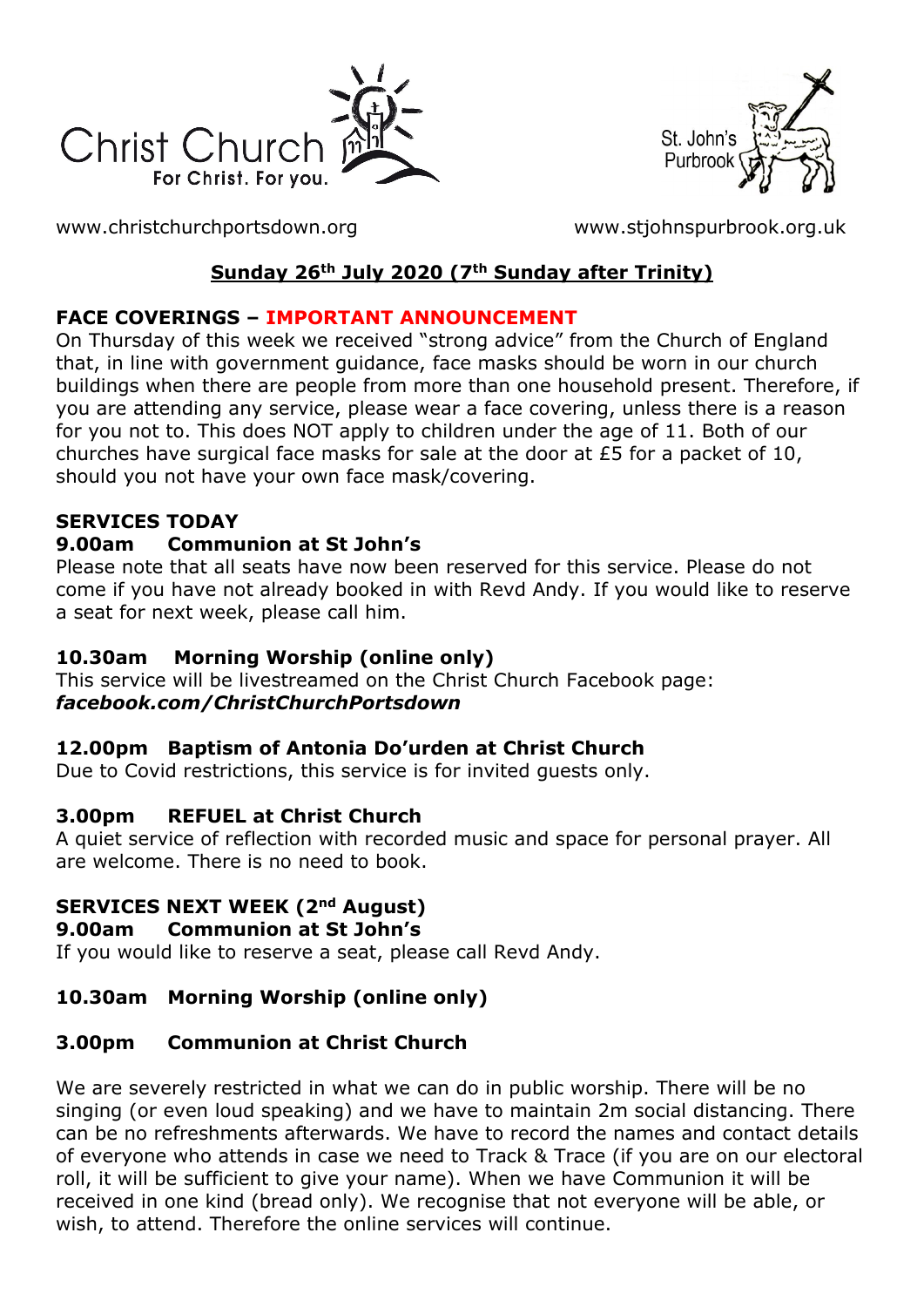Christ Church
For Christ. For you.

St. John's
Purbrook

www.christchurchportsdown.org www.stjohnspurbrook.org.uk

## Sunday 26th July 2020 (7th Sunday after Trinity)

**FACE COVERINGS – IMPORTANT ANNOUNCEMENT**

On Thursday of this week we received "strong advice" from the Church of England that, in line with government guidance, face masks should be worn in our church buildings when there are people from more than one household present. Therefore, if you are attending any service, please wear a face covering, unless there is a reason for you not to. This does NOT apply to children under the age of 11. Both of our churches have surgical face masks for sale at the door at £5 for a packet of 10, should you not have your own face mask/covering.

**SERVICES TODAY**

**9.00am Communion at St John's**

Please note that all seats have now been reserved for this service. Please do not come if you have not already booked in with Revd Andy. If you would like to reserve a seat for next week, please call him.

**10.30am Morning Worship (online only)**

This service will be livestreamed on the Christ Church Facebook page:
***facebook.com/ChristChurchPortsdown***

**12.00pm Baptism of Antonia Do'urden at Christ Church**

Due to Covid restrictions, this service is for invited guests only.

**3.00pm REFUEL at Christ Church**

A quiet service of reflection with recorded music and space for personal prayer. All are welcome. There is no need to book.

**SERVICES NEXT WEEK (2nd August)**

**9.00am Communion at St John's**

If you would like to reserve a seat, please call Revd Andy.

**10.30am Morning Worship (online only)**

**3.00pm Communion at Christ Church**

We are severely restricted in what we can do in public worship. There will be no singing (or even loud speaking) and we have to maintain 2m social distancing. There can be no refreshments afterwards. We have to record the names and contact details of everyone who attends in case we need to Track & Trace (if you are on our electoral roll, it will be sufficient to give your name). When we have Communion it will be received in one kind (bread only). We recognise that not everyone will be able, or wish, to attend. Therefore the online services will continue.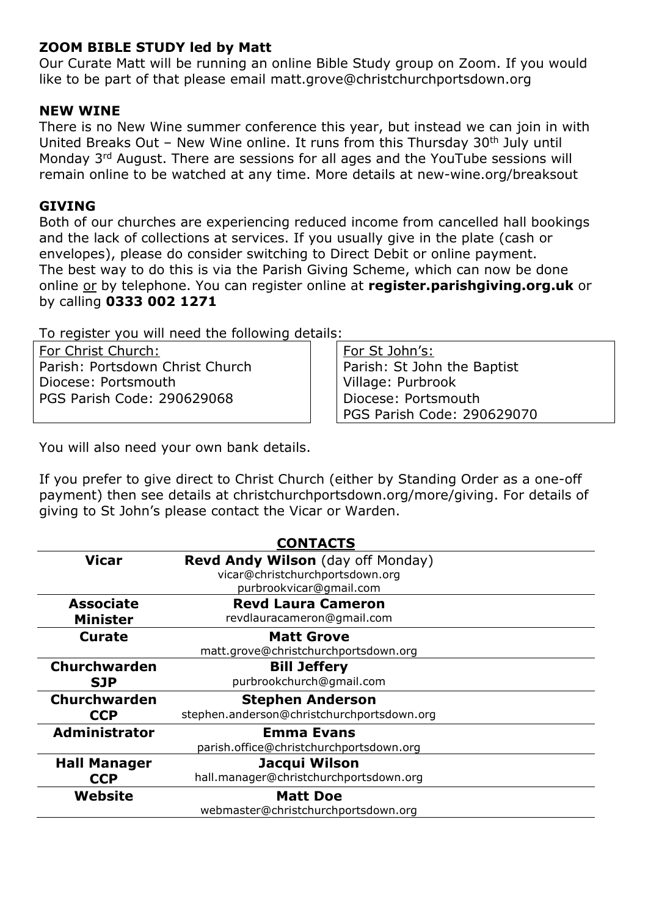**ZOOM BIBLE STUDY led by Matt**

Our Curate Matt will be running an online Bible Study group on Zoom. If you would like to be part of that please email matt.grove@christchurchportsdown.org

**NEW WINE**

There is no New Wine summer conference this year, but instead we can join in with United Breaks Out – New Wine online. It runs from this Thursday 30th July until Monday 3rd August. There are sessions for all ages and the YouTube sessions will remain online to be watched at any time. More details at new-wine.org/breaksout

**GIVING**

Both of our churches are experiencing reduced income from cancelled hall bookings and the lack of collections at services. If you usually give in the plate (cash or envelopes), please do consider switching to Direct Debit or online payment. The best way to do this is via the Parish Giving Scheme, which can now be done online or by telephone. You can register online at **register.parishgiving.org.uk** or by calling **0333 002 1271**

To register you will need the following details:

| For Christ Church: | For St John's: |
|---|---|
| Parish: Portsdown Christ Church | Parish: St John the Baptist |
| Diocese: Portsmouth | Village: Purbrook |
| PGS Parish Code: 290629068 | Diocese: Portsmouth |
| | PGS Parish Code: 290629070 |

You will also need your own bank details.

If you prefer to give direct to Christ Church (either by Standing Order as a one-off payment) then see details at christchurchportsdown.org/more/giving. For details of giving to St John's please contact the Vicar or Warden.

**CONTACTS**

| | |
|---|---|
| **Vicar** | **Revd Andy Wilson** (day off Monday)<br>vicar@christchurchportsdown.org<br>purbrookvicar@gmail.com |
| **Associate Minister** | **Revd Laura Cameron**<br>revdlauracameron@gmail.com |
| **Curate** | **Matt Grove**<br>matt.grove@christchurchportsdown.org |
| **Churchwarden SJP** | **Bill Jeffery**<br>purbrookchurch@gmail.com |
| **Churchwarden CCP** | **Stephen Anderson**<br>stephen.anderson@christchurchportsdown.org |
| **Administrator** | **Emma Evans**<br>parish.office@christchurchportsdown.org |
| **Hall Manager CCP** | **Jacqui Wilson**<br>hall.manager@christchurchportsdown.org |
| **Website** | **Matt Doe**<br>webmaster@christchurchportsdown.org |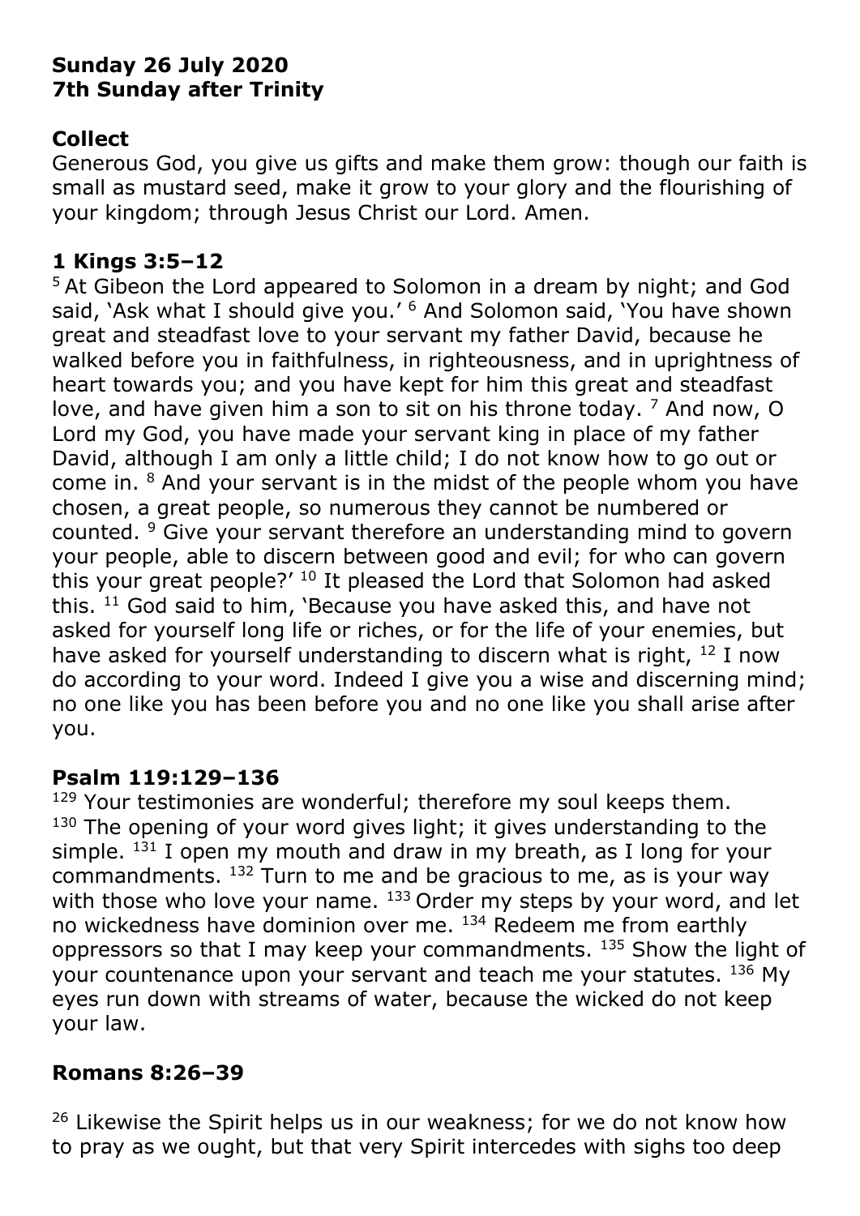**Sunday 26 July 2020**
**7th Sunday after Trinity**

## Collect

Generous God, you give us gifts and make them grow: though our faith is small as mustard seed, make it grow to your glory and the flourishing of your kingdom; through Jesus Christ our Lord. Amen.

## 1 Kings 3:5–12

[5] At Gibeon the Lord appeared to Solomon in a dream by night; and God said, 'Ask what I should give you.' [6] And Solomon said, 'You have shown great and steadfast love to your servant my father David, because he walked before you in faithfulness, in righteousness, and in uprightness of heart towards you; and you have kept for him this great and steadfast love, and have given him a son to sit on his throne today. [7] And now, O Lord my God, you have made your servant king in place of my father David, although I am only a little child; I do not know how to go out or come in. [8] And your servant is in the midst of the people whom you have chosen, a great people, so numerous they cannot be numbered or counted. [9] Give your servant therefore an understanding mind to govern your people, able to discern between good and evil; for who can govern this your great people?' [10] It pleased the Lord that Solomon had asked this. [11] God said to him, 'Because you have asked this, and have not asked for yourself long life or riches, or for the life of your enemies, but have asked for yourself understanding to discern what is right, [12] I now do according to your word. Indeed I give you a wise and discerning mind; no one like you has been before you and no one like you shall arise after you.

## Psalm 119:129–136

[129] Your testimonies are wonderful; therefore my soul keeps them. [130] The opening of your word gives light; it gives understanding to the simple. [131] I open my mouth and draw in my breath, as I long for your commandments. [132] Turn to me and be gracious to me, as is your way with those who love your name. [133] Order my steps by your word, and let no wickedness have dominion over me. [134] Redeem me from earthly oppressors so that I may keep your commandments. [135] Show the light of your countenance upon your servant and teach me your statutes. [136] My eyes run down with streams of water, because the wicked do not keep your law.

## Romans 8:26–39

[26] Likewise the Spirit helps us in our weakness; for we do not know how to pray as we ought, but that very Spirit intercedes with sighs too deep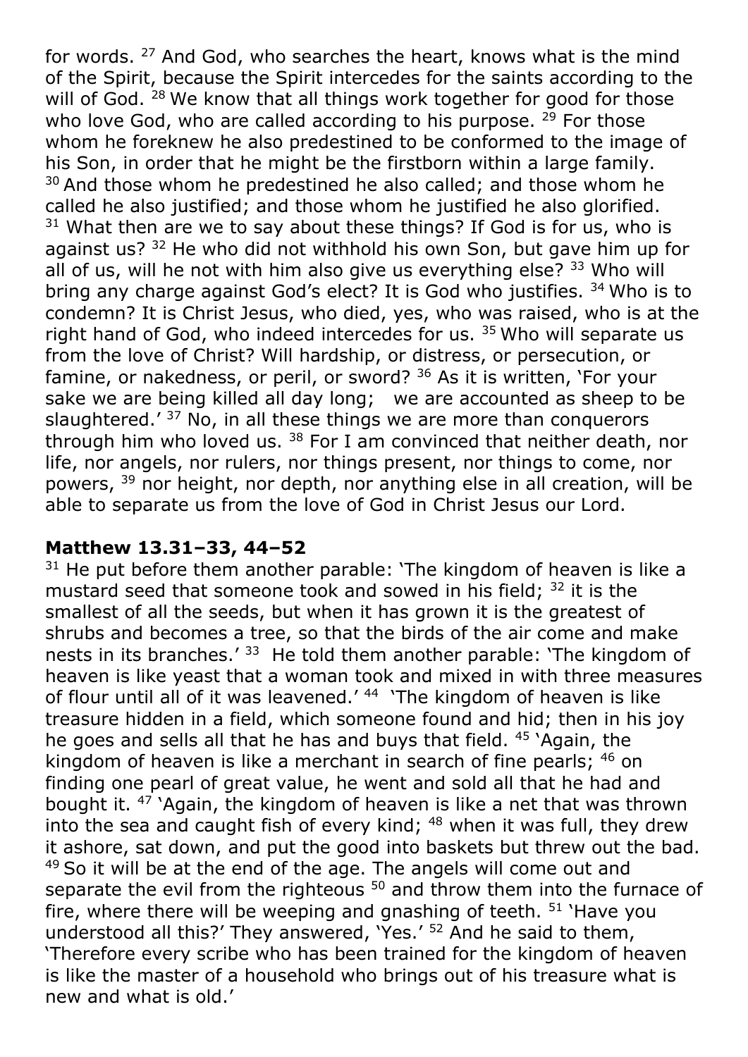for words. [27] And God, who searches the heart, knows what is the mind of the Spirit, because the Spirit intercedes for the saints according to the will of God. [28] We know that all things work together for good for those who love God, who are called according to his purpose. [29] For those whom he foreknew he also predestined to be conformed to the image of his Son, in order that he might be the firstborn within a large family. [30] And those whom he predestined he also called; and those whom he called he also justified; and those whom he justified he also glorified. [31] What then are we to say about these things? If God is for us, who is against us? [32] He who did not withhold his own Son, but gave him up for all of us, will he not with him also give us everything else? [33] Who will bring any charge against God's elect? It is God who justifies. [34] Who is to condemn? It is Christ Jesus, who died, yes, who was raised, who is at the right hand of God, who indeed intercedes for us. [35] Who will separate us from the love of Christ? Will hardship, or distress, or persecution, or famine, or nakedness, or peril, or sword? [36] As it is written, 'For your sake we are being killed all day long; we are accounted as sheep to be slaughtered.' [37] No, in all these things we are more than conquerors through him who loved us. [38] For I am convinced that neither death, nor life, nor angels, nor rulers, nor things present, nor things to come, nor powers, [39] nor height, nor depth, nor anything else in all creation, will be able to separate us from the love of God in Christ Jesus our Lord.

**Matthew 13.31–33, 44–52**

[31] He put before them another parable: 'The kingdom of heaven is like a mustard seed that someone took and sowed in his field; [32] it is the smallest of all the seeds, but when it has grown it is the greatest of shrubs and becomes a tree, so that the birds of the air come and make nests in its branches.' [33] He told them another parable: 'The kingdom of heaven is like yeast that a woman took and mixed in with three measures of flour until all of it was leavened.' [44] 'The kingdom of heaven is like treasure hidden in a field, which someone found and hid; then in his joy he goes and sells all that he has and buys that field. [45] 'Again, the kingdom of heaven is like a merchant in search of fine pearls; [46] on finding one pearl of great value, he went and sold all that he had and bought it. [47] 'Again, the kingdom of heaven is like a net that was thrown into the sea and caught fish of every kind; [48] when it was full, they drew it ashore, sat down, and put the good into baskets but threw out the bad. [49] So it will be at the end of the age. The angels will come out and separate the evil from the righteous [50] and throw them into the furnace of fire, where there will be weeping and gnashing of teeth. [51] 'Have you understood all this?' They answered, 'Yes.' [52] And he said to them, 'Therefore every scribe who has been trained for the kingdom of heaven is like the master of a household who brings out of his treasure what is new and what is old.'